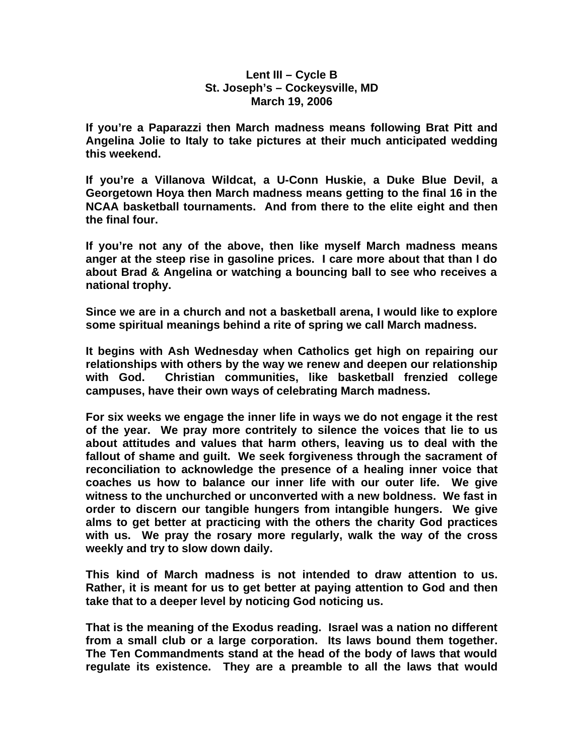**Lent III – Cycle B**
**St. Joseph's – Cockeysville, MD**
**March 19, 2006**

**If you're a Paparazzi then March madness means following Brat Pitt and Angelina Jolie to Italy to take pictures at their much anticipated wedding this weekend.**

**If you're a Villanova Wildcat, a U-Conn Huskie, a Duke Blue Devil, a Georgetown Hoya then March madness means getting to the final 16 in the NCAA basketball tournaments. And from there to the elite eight and then the final four.**

**If you're not any of the above, then like myself March madness means anger at the steep rise in gasoline prices. I care more about that than I do about Brad & Angelina or watching a bouncing ball to see who receives a national trophy.**

**Since we are in a church and not a basketball arena, I would like to explore some spiritual meanings behind a rite of spring we call March madness.**

**It begins with Ash Wednesday when Catholics get high on repairing our relationships with others by the way we renew and deepen our relationship with God. Christian communities, like basketball frenzied college campuses, have their own ways of celebrating March madness.**

**For six weeks we engage the inner life in ways we do not engage it the rest of the year. We pray more contritely to silence the voices that lie to us about attitudes and values that harm others, leaving us to deal with the fallout of shame and guilt. We seek forgiveness through the sacrament of reconciliation to acknowledge the presence of a healing inner voice that coaches us how to balance our inner life with our outer life. We give witness to the unchurched or unconverted with a new boldness. We fast in order to discern our tangible hungers from intangible hungers. We give alms to get better at practicing with the others the charity God practices with us. We pray the rosary more regularly, walk the way of the cross weekly and try to slow down daily.**

**This kind of March madness is not intended to draw attention to us. Rather, it is meant for us to get better at paying attention to God and then take that to a deeper level by noticing God noticing us.**

**That is the meaning of the Exodus reading. Israel was a nation no different from a small club or a large corporation. Its laws bound them together. The Ten Commandments stand at the head of the body of laws that would regulate its existence. They are a preamble to all the laws that would**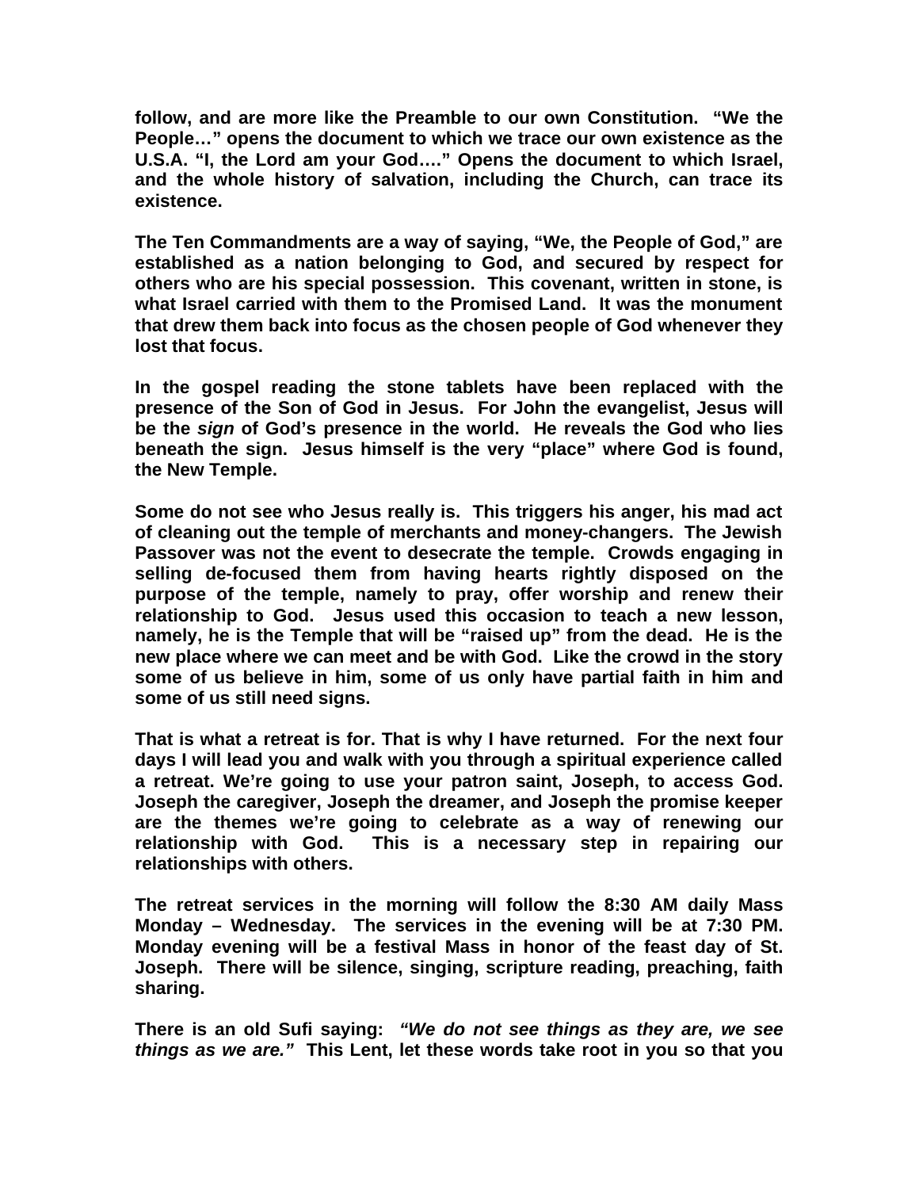**follow, and are more like the Preamble to our own Constitution. "We the People…" opens the document to which we trace our own existence as the U.S.A. "I, the Lord am your God…." Opens the document to which Israel, and the whole history of salvation, including the Church, can trace its existence.**

**The Ten Commandments are a way of saying, "We, the People of God," are established as a nation belonging to God, and secured by respect for others who are his special possession. This covenant, written in stone, is what Israel carried with them to the Promised Land. It was the monument that drew them back into focus as the chosen people of God whenever they lost that focus.**

**In the gospel reading the stone tablets have been replaced with the presence of the Son of God in Jesus. For John the evangelist, Jesus will be the *sign* of God's presence in the world. He reveals the God who lies beneath the sign. Jesus himself is the very "place" where God is found, the New Temple.**

**Some do not see who Jesus really is. This triggers his anger, his mad act of cleaning out the temple of merchants and money-changers. The Jewish Passover was not the event to desecrate the temple. Crowds engaging in selling de-focused them from having hearts rightly disposed on the purpose of the temple, namely to pray, offer worship and renew their relationship to God. Jesus used this occasion to teach a new lesson, namely, he is the Temple that will be "raised up" from the dead. He is the new place where we can meet and be with God. Like the crowd in the story some of us believe in him, some of us only have partial faith in him and some of us still need signs.**

**That is what a retreat is for. That is why I have returned. For the next four days I will lead you and walk with you through a spiritual experience called a retreat. We're going to use your patron saint, Joseph, to access God. Joseph the caregiver, Joseph the dreamer, and Joseph the promise keeper are the themes we're going to celebrate as a way of renewing our relationship with God. This is a necessary step in repairing our relationships with others.**

**The retreat services in the morning will follow the 8:30 AM daily Mass Monday – Wednesday. The services in the evening will be at 7:30 PM. Monday evening will be a festival Mass in honor of the feast day of St. Joseph. There will be silence, singing, scripture reading, preaching, faith sharing.**

**There is an old Sufi saying: *"We do not see things as they are, we see things as we are."* This Lent, let these words take root in you so that you**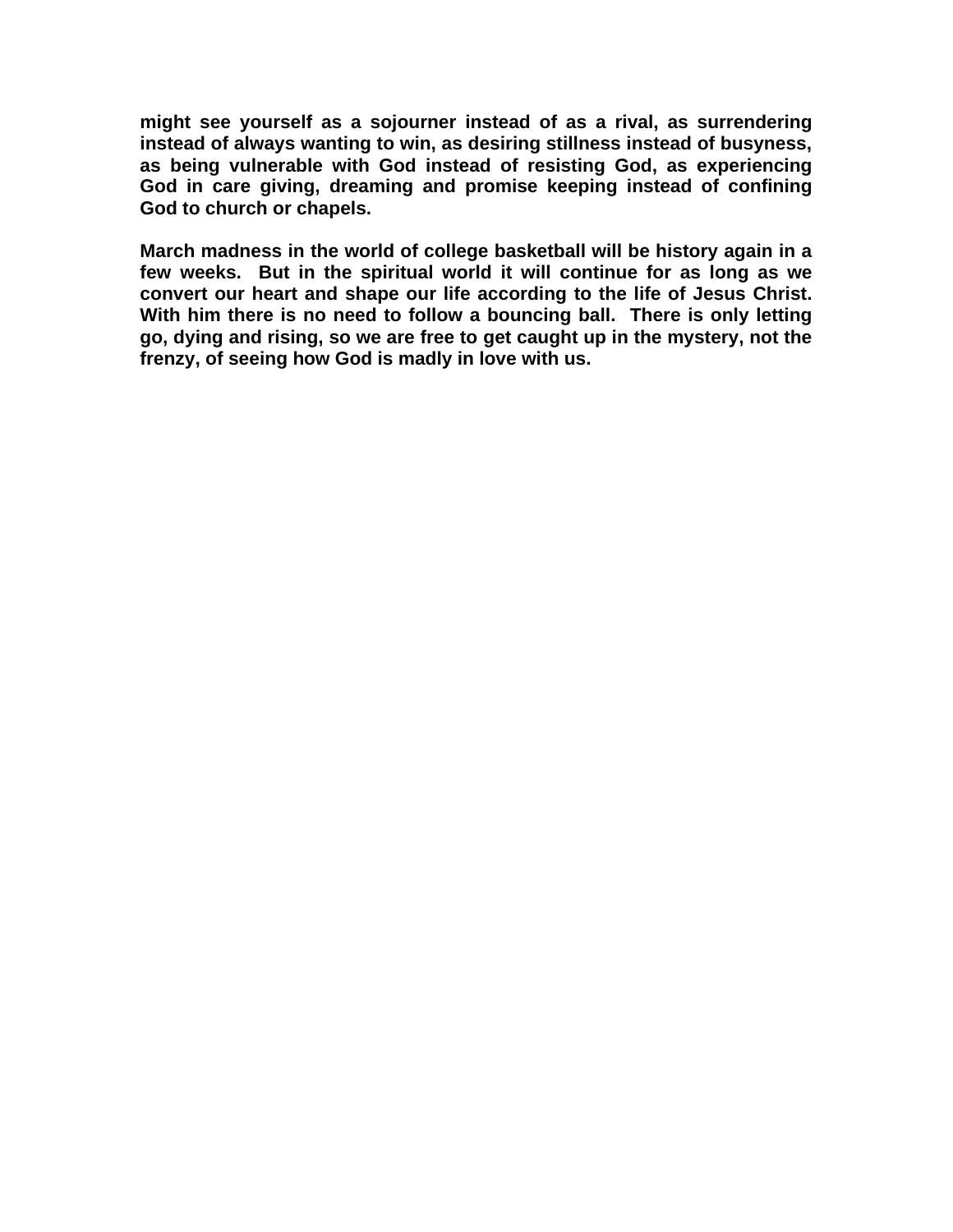**might see yourself as a sojourner instead of as a rival, as surrendering instead of always wanting to win, as desiring stillness instead of busyness, as being vulnerable with God instead of resisting God, as experiencing God in care giving, dreaming and promise keeping instead of confining God to church or chapels.**

**March madness in the world of college basketball will be history again in a few weeks. But in the spiritual world it will continue for as long as we convert our heart and shape our life according to the life of Jesus Christ. With him there is no need to follow a bouncing ball. There is only letting go, dying and rising, so we are free to get caught up in the mystery, not the frenzy, of seeing how God is madly in love with us.**